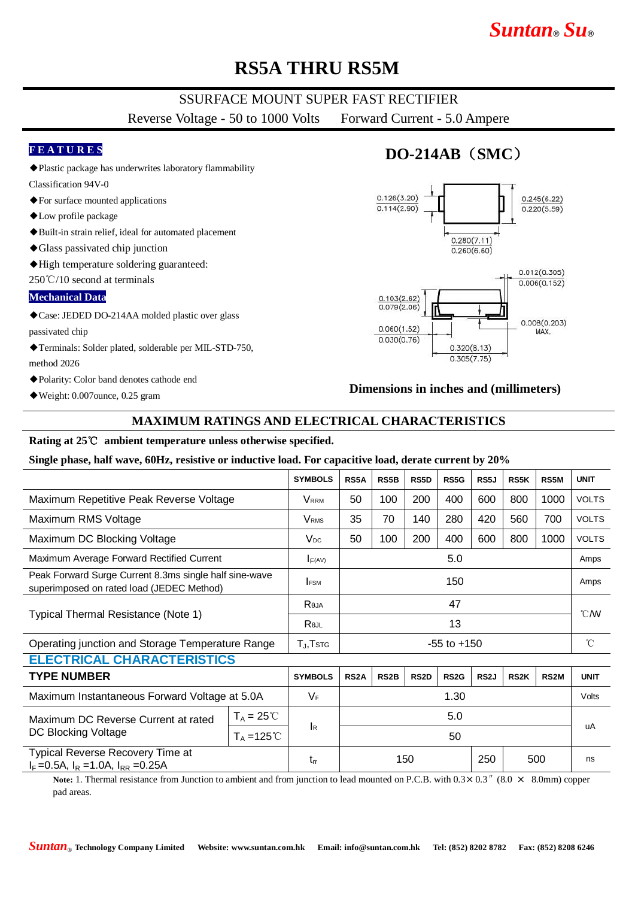# RS5A THRU RS5M

SSURFACE MOUNT SUPER FAST RECTIFIER

Reverse Voltage - 50 to 1000 Volts  Forward Current - 5.0 Ampere

**FEATURES**

- ◆Plastic package has underwrites laboratory flammability Classification 94V-0
- ◆For surface mounted applications
- ◆Low profile package
- ◆Built-in strain relief, ideal for automated placement
- ◆Glass passivated chip junction
- ◆High temperature soldering guaranteed: 250℃/10 second at terminals

**Mechanical Data**

- ◆Case: JEDED DO-214AA molded plastic over glass passivated chip
- ◆Terminals: Solder plated, solderable per MIL-STD-750, method 2026
- ◆Polarity: Color band denotes cathode end
- ◆Weight: 0.007ounce, 0.25 gram

## DO-214AB（SMC）

0.126(3.20) / 0.114(2.90)
0.245(6.22) / 0.220(5.59)
0.280(7.11) / 0.260(6.60)
0.012(0.305) / 0.006(0.152)
0.103(2.62) / 0.079(2.06)
0.060(1.52) / 0.030(0.76)
0.008(0.203) MAX.
0.320(8.13) / 0.305(7.75)

**Dimensions in inches and (millimeters)**

## MAXIMUM RATINGS AND ELECTRICAL CHARACTERISTICS

**Rating at 25℃ ambient temperature unless otherwise specified.**

**Single phase, half wave, 60Hz, resistive or inductive load. For capacitive load, derate current by 20%**

| | SYMBOLS | RS5A | RS5B | RS5D | RS5G | RS5J | RS5K | RS5M | UNIT |
|---|---|---|---|---|---|---|---|---|---|
| Maximum Repetitive Peak Reverse Voltage | $V_{RRM}$ | 50 | 100 | 200 | 400 | 600 | 800 | 1000 | VOLTS |
| Maximum RMS Voltage | $V_{RMS}$ | 35 | 70 | 140 | 280 | 420 | 560 | 700 | VOLTS |
| Maximum DC Blocking Voltage | $V_{DC}$ | 50 | 100 | 200 | 400 | 600 | 800 | 1000 | VOLTS |
| Maximum Average Forward Rectified Current | $I_{F(AV)}$ | 5.0 | | | | | | | Amps |
| Peak Forward Surge Current 8.3ms single half sine-wave superimposed on rated load (JEDEC Method) | $I_{FSM}$ | 150 | | | | | | | Amps |
| Typical Thermal Resistance (Note 1) | $R_{\theta JA}$ | 47 | | | | | | | ℃/W |
| | $R_{\theta JL}$ | 13 | | | | | | | |
| Operating junction and Storage Temperature Range | $T_J$,$T_{STG}$ | -55 to +150 | | | | | | | ℃ |

### ELECTRICAL CHARACTERISTICS

| TYPE NUMBER | | SYMBOLS | RS2A | RS2B | RS2D | RS2G | RS2J | RS2K | RS2M | UNIT |
|---|---|---|---|---|---|---|---|---|---|---|
| Maximum Instantaneous Forward Voltage at 5.0A | | $V_F$ | 1.30 | | | | | | | Volts |
| Maximum DC Reverse Current at rated DC Blocking Voltage | $T_A$ = 25℃ | $I_R$ | 5.0 | | | | | | | uA |
| | $T_A$ =125℃ | | 50 | | | | | | | |
| Typical Reverse Recovery Time at $I_F$=0.5A, $I_R$ =1.0A, $I_{RR}$ =0.25A | | $t_{rr}$ | 150 | | | | 250 | 500 | | ns |

**Note:** 1. Thermal resistance from Junction to ambient and from junction to lead mounted on P.C.B. with 0.3× 0.3″ (8.0 × 8.0mm) copper pad areas.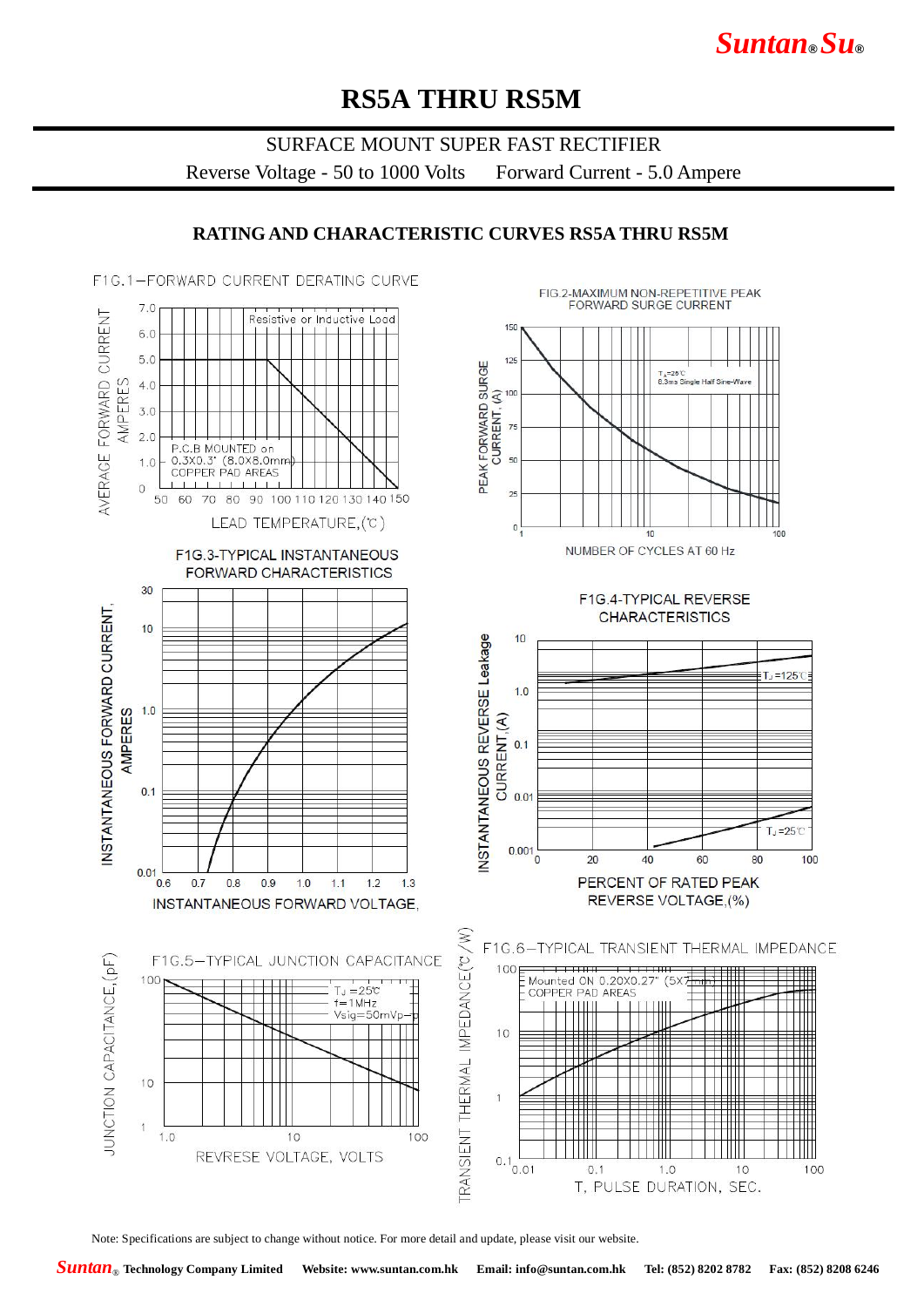Suntan® Su®

# RS5A THRU RS5M

SURFACE MOUNT SUPER FAST RECTIFIER

Reverse Voltage - 50 to 1000 Volts  Forward Current - 5.0 Ampere

## RATING AND CHARACTERISTIC CURVES RS5A THRU RS5M

FIG.1—FORWARD CURRENT DERATING CURVE

AVERAGE FORWARD CURRENT AMPERES

7.0
6.0
5.0
4.0
3.0
2.0
1.0
0

Resistive or Inductive Load

P.C.B MOUNTED on 0.3X0.3" (8.0X8.0mm) COPPER PAD AREAS

50 60 70 80 90 100 110 120 130 140 150

LEAD TEMPERATURE,(℃)

FIG.2-MAXIMUM NON-REPETITIVE PEAK FORWARD SURGE CURRENT

PEAK FORWARD SURGE CURRENT, (A)

150
125
100
75
50
25
0

$T_A$=25℃
8.3ms Single Half Sine-Wave

1
10
100

NUMBER OF CYCLES AT 60 Hz

FIG.3-TYPICAL INSTANTANEOUS FORWARD CHARACTERISTICS

INSTANTANEOUS FORWARD CURRENT, AMPERES

30
10
1.0
0.1
0.01

0.6 0.7 0.8 0.9 1.0 1.1 1.2 1.3

INSTANTANEOUS FORWARD VOLTAGE,

FIG.4-TYPICAL REVERSE CHARACTERISTICS

INSTANTANEOUS REVERSE Leakage CURRENT,(A)

10
1.0
0.1
0.01
0.001

$T_J$=125℃

$T_J$=25℃

0 20 40 60 80 100

PERCENT OF RATED PEAK REVERSE VOLTAGE,(%)

FIG.5—TYPICAL JUNCTION CAPACITANCE

JUNCTION CAPACITANCE,(pF)

100
10
1

$T_J$=25℃
f=1MHz
Vsig=50mVp-p

1.0
10
100

REVRESE VOLTAGE, VOLTS

FIG.6—TYPICAL TRANSIENT THERMAL IMPEDANCE

TRANSIENT THERMAL IMPEDANCE(℃/W)

100
10
1
0.1

Mounted ON 0.20X0.27" (5X7mm) COPPER PAD AREAS

0.01
0.1
1.0
10
100

T, PULSE DURATION, SEC.

Note: Specifications are subject to change without notice. For more detail and update, please visit our website.

Suntan® Technology Company Limited  Website: www.suntan.com.hk  Email: info@suntan.com.hk  Tel: (852) 8202 8782  Fax: (852) 8208 6246